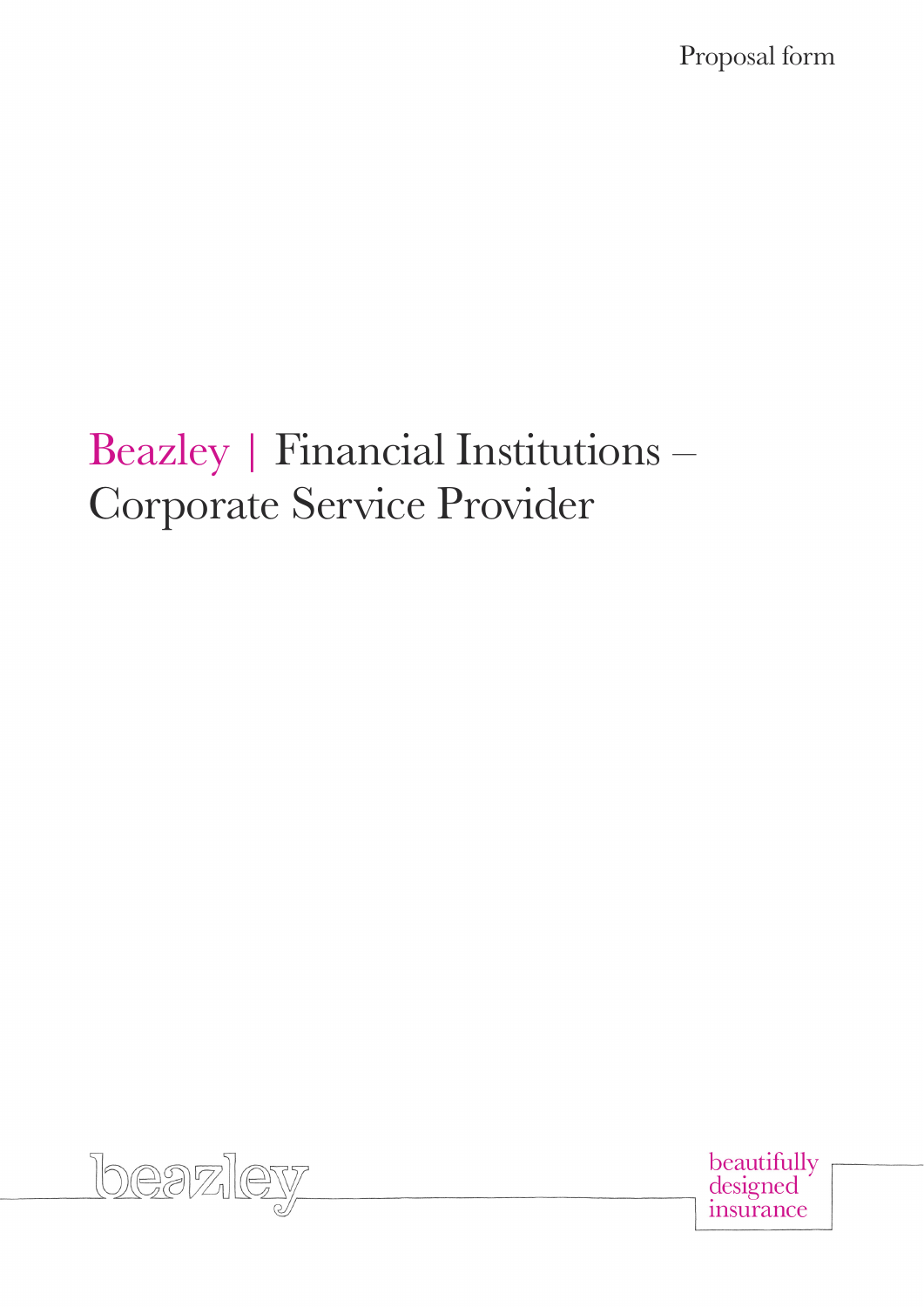Proposal form

# Beazley | Financial Institutions – Corporate Service Provider

beazley

beautifully designed insurance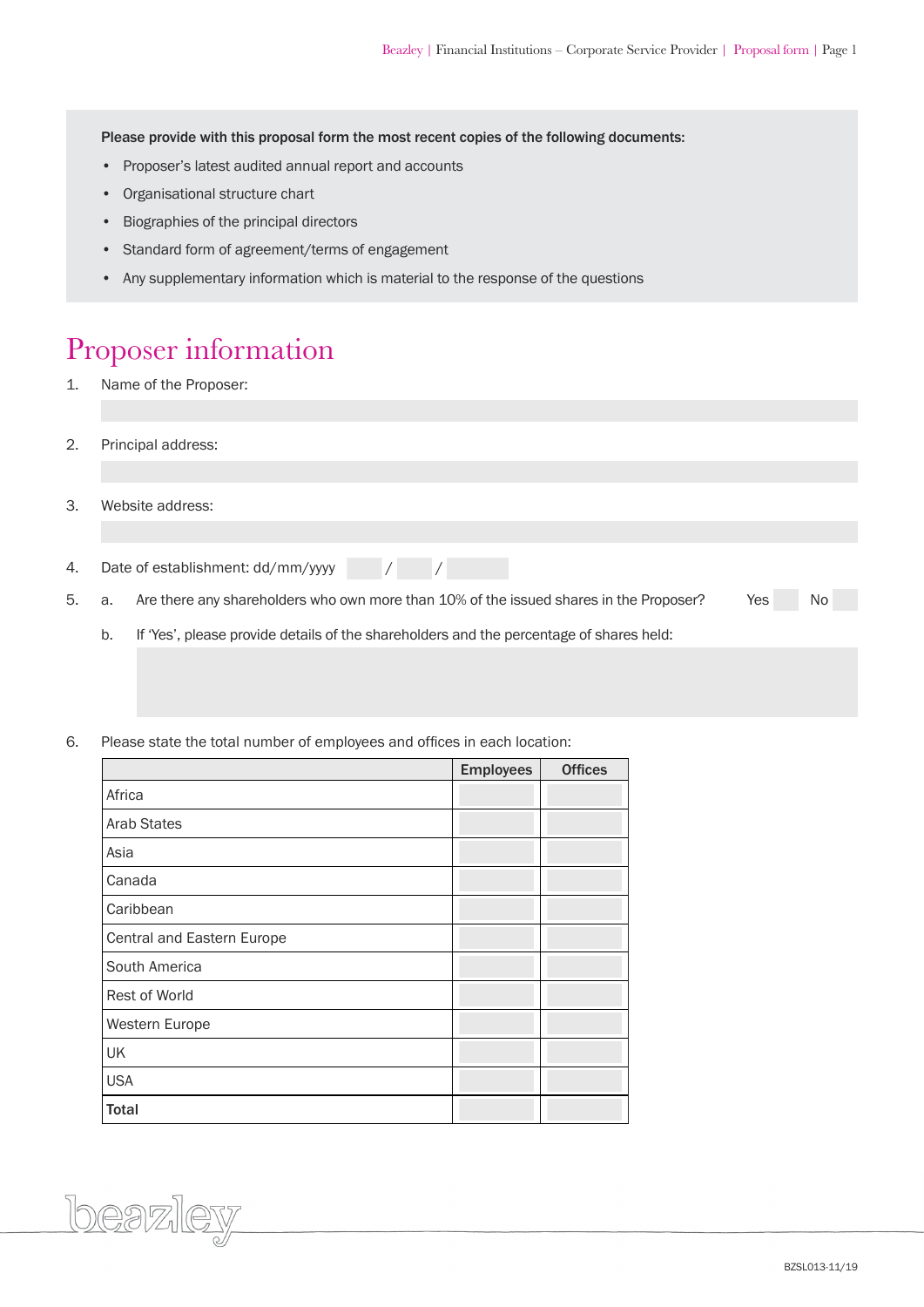**Please provide with this proposal form the most recent copies of the following documents:**

- Proposer's latest audited annual report and accounts
- Organisational structure chart
- Biographies of the principal directors
- Standard form of agreement/terms of engagement
- Any supplementary information which is material to the response of the questions

# Proposer information

1. Name of the Proposer:

2. Principal address:

3. Website address:

4. Date of establishment: dd/mm/yyyy &nbsp;&nbsp; / &nbsp;&nbsp; /

5. a. Are there any shareholders who own more than 10% of the issued shares in the Proposer? Yes &nbsp; No

   b. If 'Yes', please provide details of the shareholders and the percentage of shares held:

6. Please state the total number of employees and offices in each location:

| | Employees | Offices |
|---|---|---|
| Africa | | |
| Arab States | | |
| Asia | | |
| Canada | | |
| Caribbean | | |
| Central and Eastern Europe | | |
| South America | | |
| Rest of World | | |
| Western Europe | | |
| UK | | |
| USA | | |
| **Total** | | |

BZSL013-11/19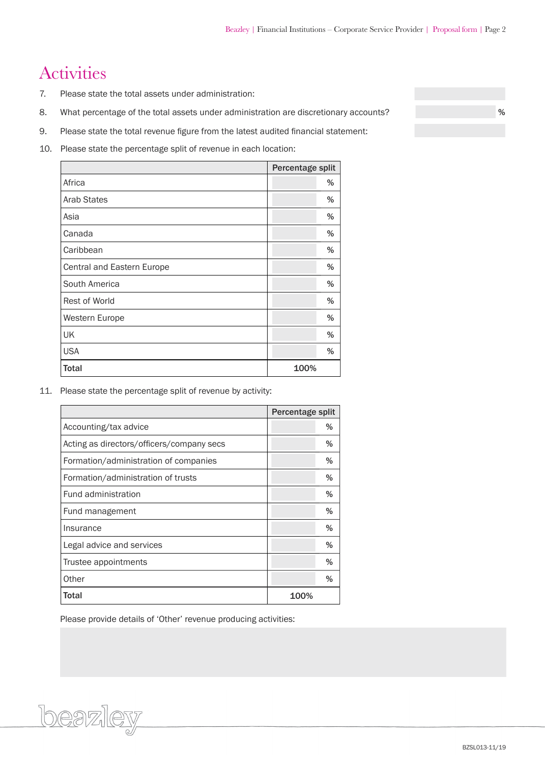# Activities

7. Please state the total assets under administration:

8. What percentage of the total assets under administration are discretionary accounts? %

9. Please state the total revenue figure from the latest audited financial statement:

10. Please state the percentage split of revenue in each location:

| | Percentage split |
|---|---|
| Africa | % |
| Arab States | % |
| Asia | % |
| Canada | % |
| Caribbean | % |
| Central and Eastern Europe | % |
| South America | % |
| Rest of World | % |
| Western Europe | % |
| UK | % |
| USA | % |
| **Total** | 100% |

11. Please state the percentage split of revenue by activity:

| | Percentage split |
|---|---|
| Accounting/tax advice | % |
| Acting as directors/officers/company secs | % |
| Formation/administration of companies | % |
| Formation/administration of trusts | % |
| Fund administration | % |
| Fund management | % |
| Insurance | % |
| Legal advice and services | % |
| Trustee appointments | % |
| Other | % |
| **Total** | 100% |

Please provide details of 'Other' revenue producing activities:

BZSL013-11/19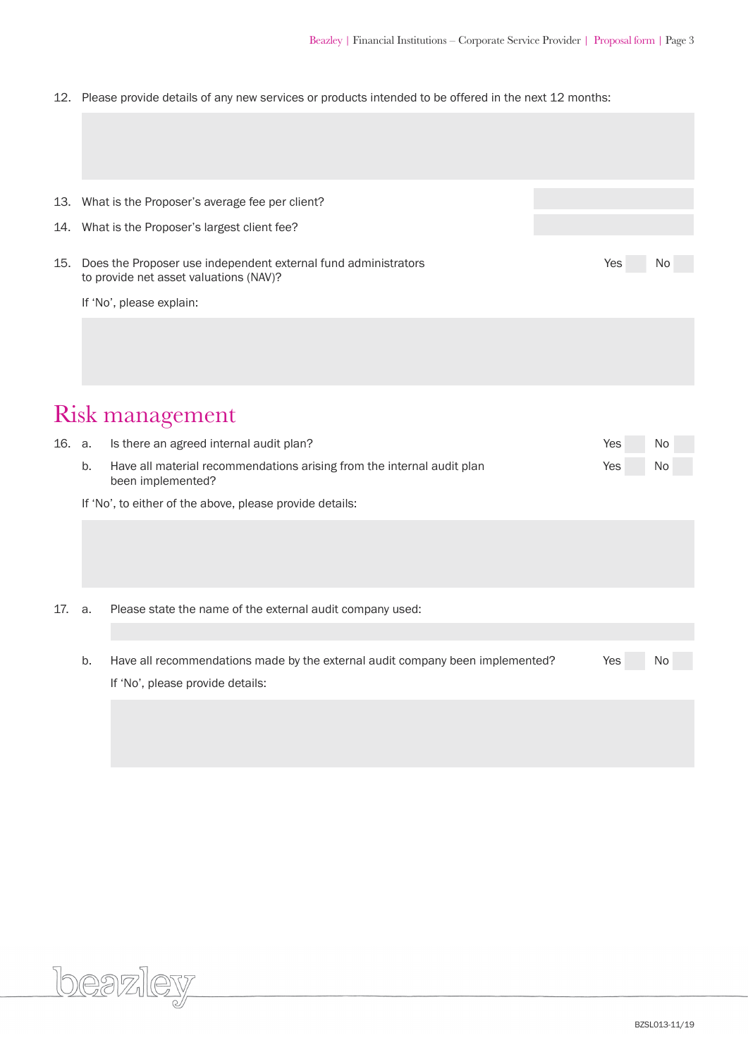12. Please provide details of any new services or products intended to be offered in the next 12 months:

13. What is the Proposer's average fee per client?

14. What is the Proposer's largest client fee?

15. Does the Proposer use independent external fund administrators to provide net asset valuations (NAV)? Yes No

    If 'No', please explain:

# Risk management

16. a. Is there an agreed internal audit plan? Yes No

    b. Have all material recommendations arising from the internal audit plan been implemented? Yes No

    If 'No', to either of the above, please provide details:

17. a. Please state the name of the external audit company used:

    b. Have all recommendations made by the external audit company been implemented? Yes No

    If 'No', please provide details:

BZSL013-11/19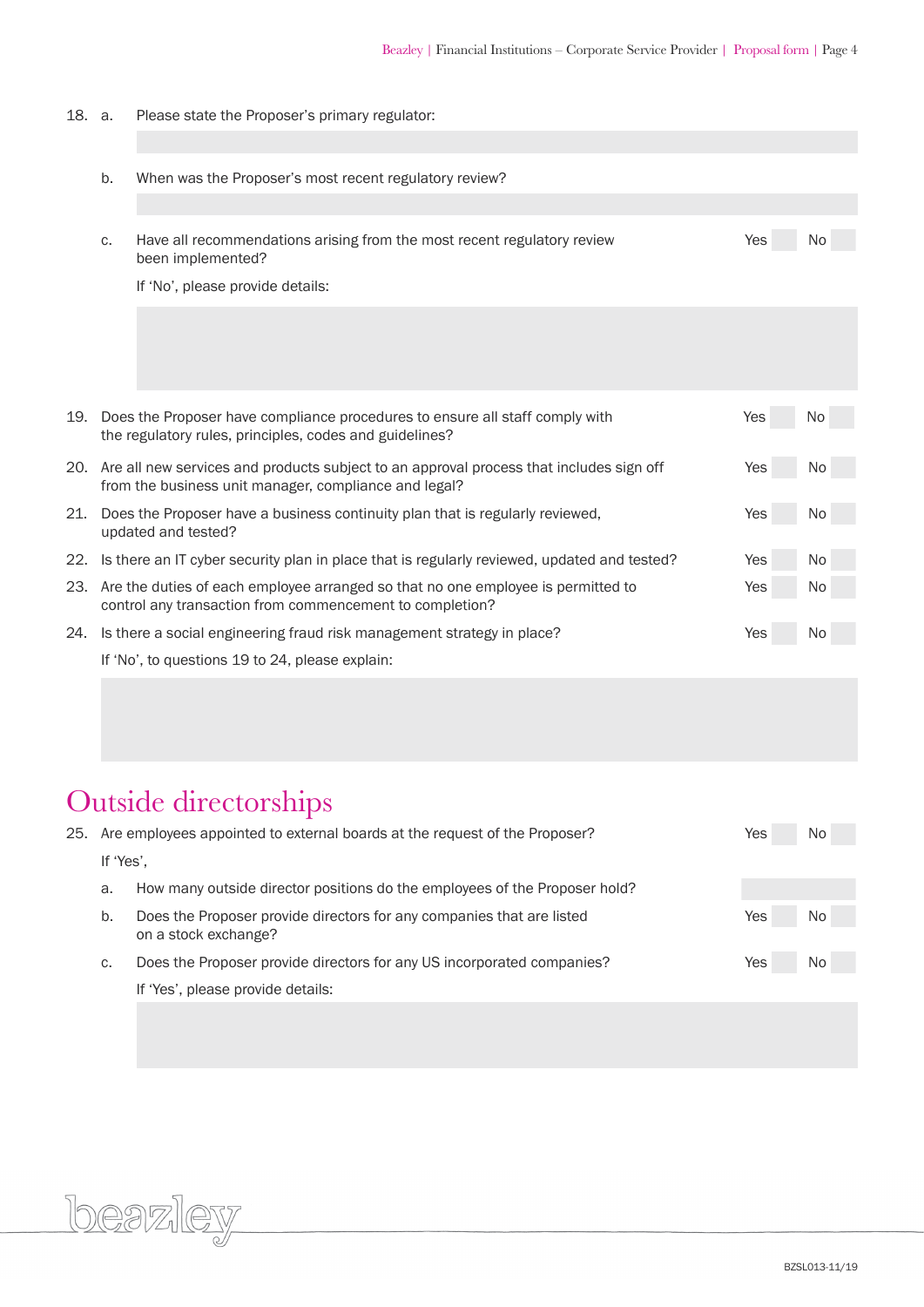18. a. Please state the Proposer's primary regulator:

&nbsp;

b. When was the Proposer's most recent regulatory review?

&nbsp;

c. Have all recommendations arising from the most recent regulatory review been implemented? Yes ☐ No ☐

If 'No', please provide details:

&nbsp;

19. Does the Proposer have compliance procedures to ensure all staff comply with the regulatory rules, principles, codes and guidelines? Yes ☐ No ☐

20. Are all new services and products subject to an approval process that includes sign off from the business unit manager, compliance and legal? Yes ☐ No ☐

21. Does the Proposer have a business continuity plan that is regularly reviewed, updated and tested? Yes ☐ No ☐

22. Is there an IT cyber security plan in place that is regularly reviewed, updated and tested? Yes ☐ No ☐

23. Are the duties of each employee arranged so that no one employee is permitted to control any transaction from commencement to completion? Yes ☐ No ☐

24. Is there a social engineering fraud risk management strategy in place? Yes ☐ No ☐

If 'No', to questions 19 to 24, please explain:

&nbsp;

# Outside directorships

25. Are employees appointed to external boards at the request of the Proposer? Yes ☐ No ☐

If 'Yes',

a. How many outside director positions do the employees of the Proposer hold?

b. Does the Proposer provide directors for any companies that are listed on a stock exchange? Yes ☐ No ☐

c. Does the Proposer provide directors for any US incorporated companies? Yes ☐ No ☐

If 'Yes', please provide details:

&nbsp;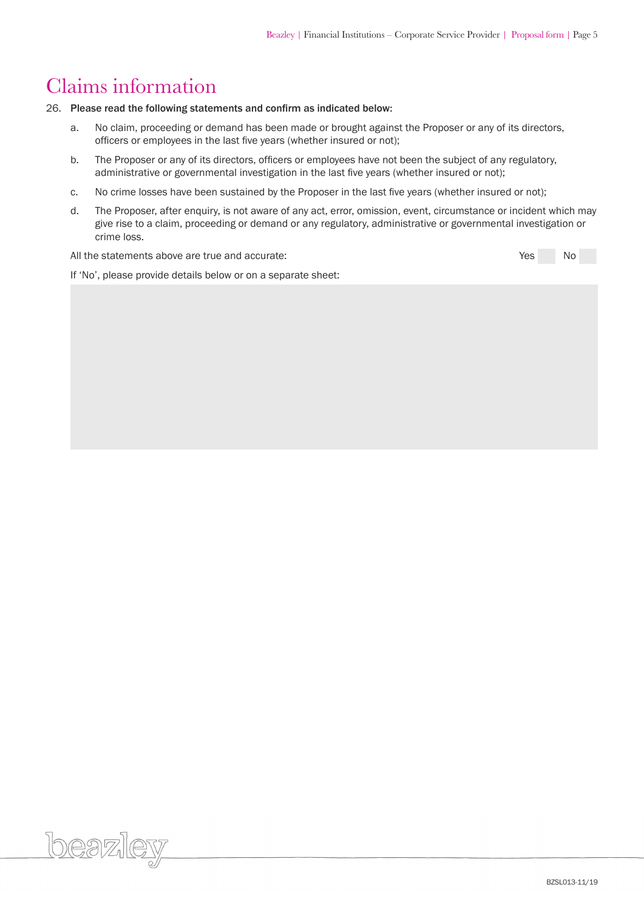# Claims information

26. **Please read the following statements and confirm as indicated below:**

   a. No claim, proceeding or demand has been made or brought against the Proposer or any of its directors, officers or employees in the last five years (whether insured or not);

   b. The Proposer or any of its directors, officers or employees have not been the subject of any regulatory, administrative or governmental investigation in the last five years (whether insured or not);

   c. No crime losses have been sustained by the Proposer in the last five years (whether insured or not);

   d. The Proposer, after enquiry, is not aware of any act, error, omission, event, circumstance or incident which may give rise to a claim, proceeding or demand or any regulatory, administrative or governmental investigation or crime loss.

   All the statements above are true and accurate: Yes ☐ No ☐

   If 'No', please provide details below or on a separate sheet:

BZSL013-11/19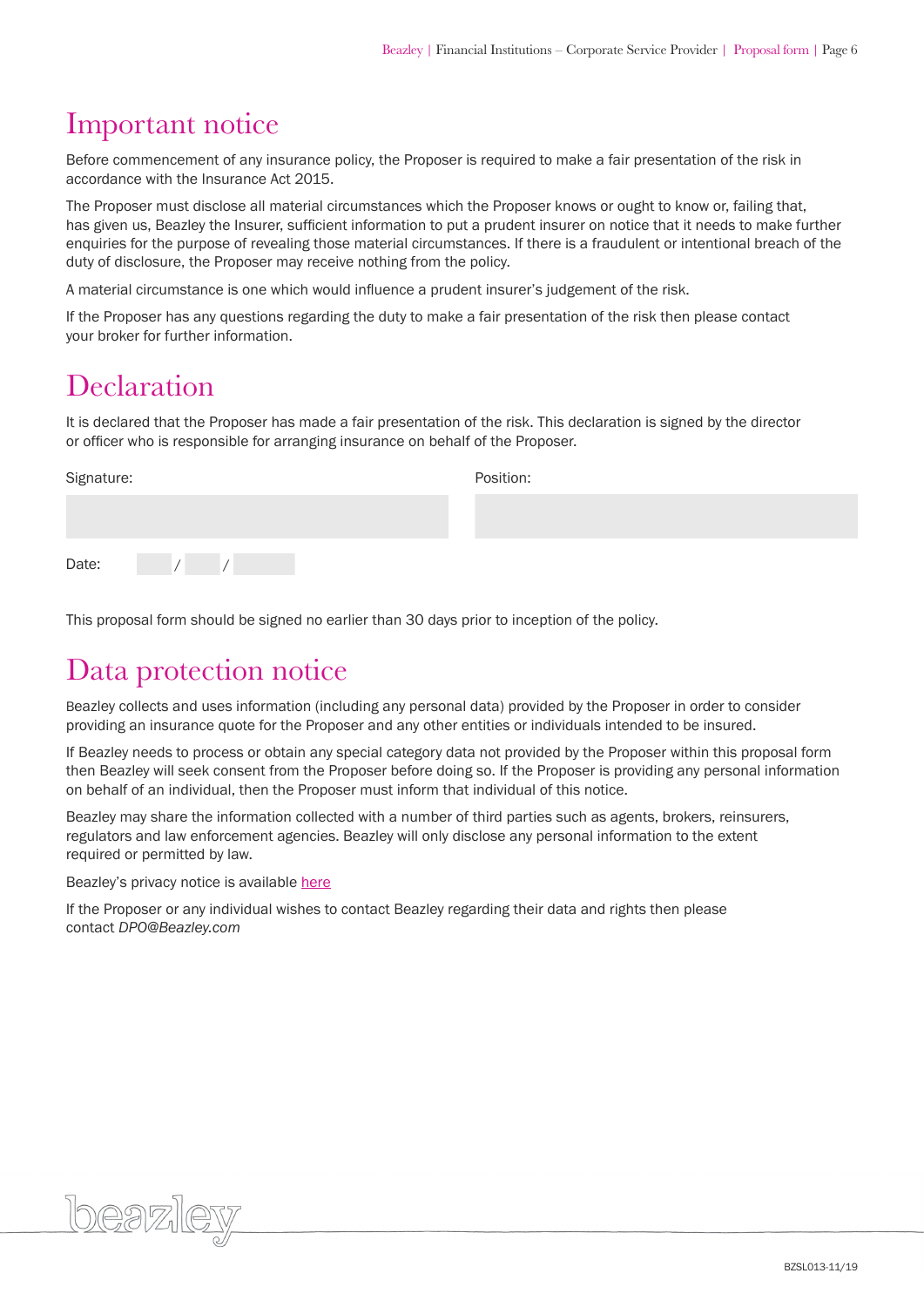# Important notice

Before commencement of any insurance policy, the Proposer is required to make a fair presentation of the risk in accordance with the Insurance Act 2015.

The Proposer must disclose all material circumstances which the Proposer knows or ought to know or, failing that, has given us, Beazley the Insurer, sufficient information to put a prudent insurer on notice that it needs to make further enquiries for the purpose of revealing those material circumstances. If there is a fraudulent or intentional breach of the duty of disclosure, the Proposer may receive nothing from the policy.

A material circumstance is one which would influence a prudent insurer's judgement of the risk.

If the Proposer has any questions regarding the duty to make a fair presentation of the risk then please contact your broker for further information.

# Declaration

It is declared that the Proposer has made a fair presentation of the risk. This declaration is signed by the director or officer who is responsible for arranging insurance on behalf of the Proposer.

Signature:

Position:

Date: / /

This proposal form should be signed no earlier than 30 days prior to inception of the policy.

# Data protection notice

Beazley collects and uses information (including any personal data) provided by the Proposer in order to consider providing an insurance quote for the Proposer and any other entities or individuals intended to be insured.

If Beazley needs to process or obtain any special category data not provided by the Proposer within this proposal form then Beazley will seek consent from the Proposer before doing so. If the Proposer is providing any personal information on behalf of an individual, then the Proposer must inform that individual of this notice.

Beazley may share the information collected with a number of third parties such as agents, brokers, reinsurers, regulators and law enforcement agencies. Beazley will only disclose any personal information to the extent required or permitted by law.

Beazley's privacy notice is available here

If the Proposer or any individual wishes to contact Beazley regarding their data and rights then please contact *DPO@Beazley.com*

BZSL013-11/19